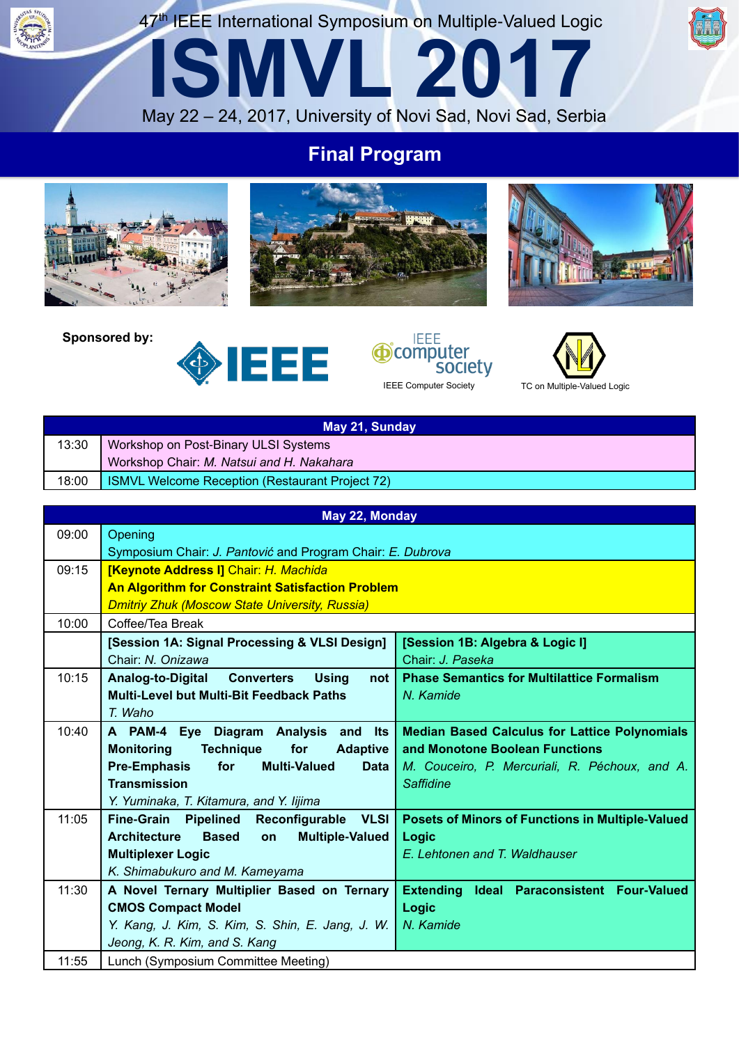47th IEEE International Symposium on Multiple-Valued Logic

# ISMVL 2017

May 22 – 24, 2017, University of Novi Sad, Novi Sad, Serbia

## Final Program

**Sponsored by:** IEEE, IEEE Computer Society, TC on Multiple-Valued Logic

| May 21, Sunday | |
|---|---|
| 13:30 | Workshop on Post-Binary ULSI Systems<br>Workshop Chair: *M. Natsui and H. Nakahara* |
| 18:00 | ISMVL Welcome Reception (Restaurant Project 72) |

| May 22, Monday | | |
|---|---|---|
| 09:00 | Opening<br>Symposium Chair: *J. Pantović* and Program Chair: *E. Dubrova* | |
| 09:15 | **[Keynote Address I]** Chair: *H. Machida*<br>**An Algorithm for Constraint Satisfaction Problem**<br>*Dmitriy Zhuk (Moscow State University, Russia)* | |
| 10:00 | Coffee/Tea Break | |
| | **[Session 1A: Signal Processing & VLSI Design]**<br>Chair: *N. Onizawa* | **[Session 1B: Algebra & Logic I]**<br>Chair: *J. Paseka* |
| 10:15 | **Analog-to-Digital Converters Using not Multi-Level but Multi-Bit Feedback Paths**<br>*T. Waho* | **Phase Semantics for Multilattice Formalism**<br>*N. Kamide* |
| 10:40 | **A PAM-4 Eye Diagram Analysis and Its Monitoring Technique for Adaptive Pre-Emphasis for Multi-Valued Data Transmission**<br>*Y. Yuminaka, T. Kitamura, and Y. Iijima* | **Median Based Calculus for Lattice Polynomials and Monotone Boolean Functions**<br>*M. Couceiro, P. Mercuriali, R. Péchoux, and A. Saffidine* |
| 11:05 | **Fine-Grain Pipelined Reconfigurable VLSI Architecture Based on Multiple-Valued Multiplexer Logic**<br>*K. Shimabukuro and M. Kameyama* | **Posets of Minors of Functions in Multiple-Valued Logic**<br>*E. Lehtonen and T. Waldhauser* |
| 11:30 | **A Novel Ternary Multiplier Based on Ternary CMOS Compact Model**<br>*Y. Kang, J. Kim, S. Kim, S. Shin, E. Jang, J. W. Jeong, K. R. Kim, and S. Kang* | **Extending Ideal Paraconsistent Four-Valued Logic**<br>*N. Kamide* |
| 11:55 | Lunch (Symposium Committee Meeting) | |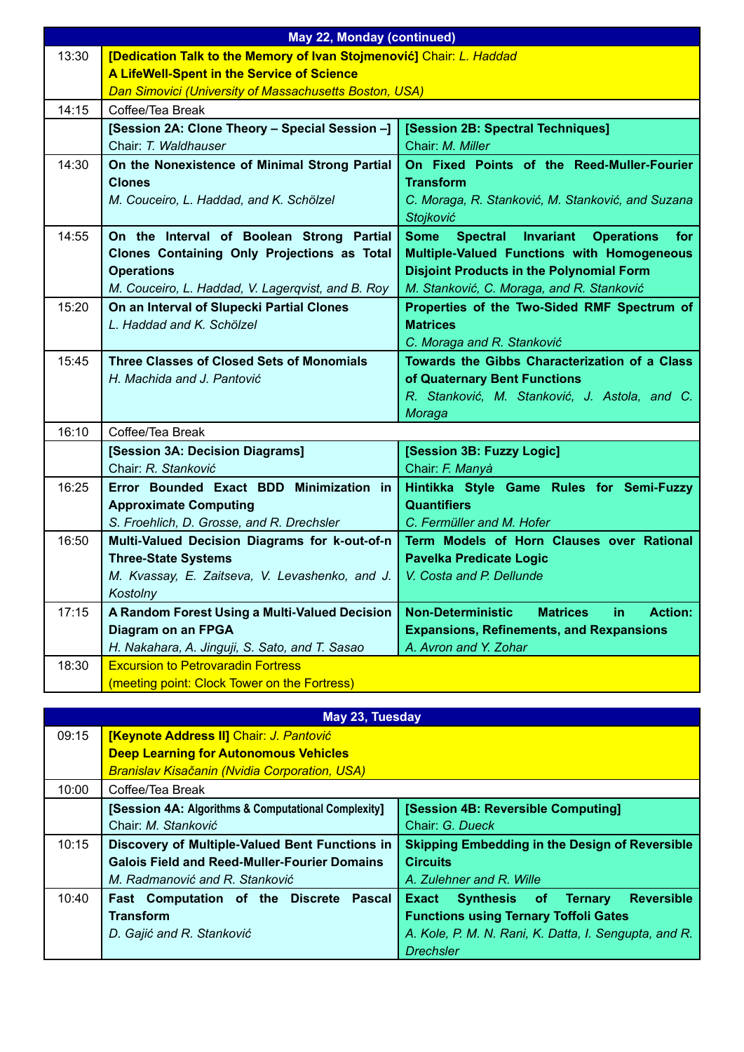| May 22, Monday (continued) | | |
|---|---|---|
| 13:30 | **[Dedication Talk to the Memory of Ivan Stojmenović]** Chair: *L. Haddad*<br>**A LifeWell-Spent in the Service of Science**<br>*Dan Simovici (University of Massachusetts Boston, USA)* | |
| 14:15 | Coffee/Tea Break | |
| | **[Session 2A: Clone Theory – Special Session –]**<br>Chair: *T. Waldhauser* | **[Session 2B: Spectral Techniques]**<br>Chair: *M. Miller* |
| 14:30 | **On the Nonexistence of Minimal Strong Partial Clones**<br>*M. Couceiro, L. Haddad, and K. Schölzel* | **On Fixed Points of the Reed-Muller-Fourier Transform**<br>*C. Moraga, R. Stanković, M. Stanković, and Suzana Stojković* |
| 14:55 | **On the Interval of Boolean Strong Partial Clones Containing Only Projections as Total Operations**<br>*M. Couceiro, L. Haddad, V. Lagerqvist, and B. Roy* | **Some Spectral Invariant Operations for Multiple-Valued Functions with Homogeneous Disjoint Products in the Polynomial Form**<br>*M. Stanković, C. Moraga, and R. Stanković* |
| 15:20 | **On an Interval of Slupecki Partial Clones**<br>*L. Haddad and K. Schölzel* | **Properties of the Two-Sided RMF Spectrum of Matrices**<br>*C. Moraga and R. Stanković* |
| 15:45 | **Three Classes of Closed Sets of Monomials**<br>*H. Machida and J. Pantović* | **Towards the Gibbs Characterization of a Class of Quaternary Bent Functions**<br>*R. Stanković, M. Stanković, J. Astola, and C. Moraga* |
| 16:10 | Coffee/Tea Break | |
| | **[Session 3A: Decision Diagrams]**<br>Chair: *R. Stanković* | **[Session 3B: Fuzzy Logic]**<br>Chair: *F. Manyà* |
| 16:25 | **Error Bounded Exact BDD Minimization in Approximate Computing**<br>*S. Froehlich, D. Grosse, and R. Drechsler* | **Hintikka Style Game Rules for Semi-Fuzzy Quantifiers**<br>*C. Fermüller and M. Hofer* |
| 16:50 | **Multi-Valued Decision Diagrams for k-out-of-n Three-State Systems**<br>*M. Kvassay, E. Zaitseva, V. Levashenko, and J. Kostolny* | **Term Models of Horn Clauses over Rational Pavelka Predicate Logic**<br>*V. Costa and P. Dellunde* |
| 17:15 | **A Random Forest Using a Multi-Valued Decision Diagram on an FPGA**<br>*H. Nakahara, A. Jinguji, S. Sato, and T. Sasao* | **Non-Deterministic Matrices in Action: Expansions, Refinements, and Rexpansions**<br>*A. Avron and Y. Zohar* |
| 18:30 | Excursion to Petrovaradin Fortress<br>(meeting point: Clock Tower on the Fortress) | |

| May 23, Tuesday | | |
|---|---|---|
| 09:15 | **[Keynote Address II]** Chair: *J. Pantović*<br>**Deep Learning for Autonomous Vehicles**<br>*Branislav Kisačanin (Nvidia Corporation, USA)* | |
| 10:00 | Coffee/Tea Break | |
| | **[Session 4A: Algorithms & Computational Complexity]**<br>Chair: *M. Stanković* | **[Session 4B: Reversible Computing]**<br>Chair: *G. Dueck* |
| 10:15 | **Discovery of Multiple-Valued Bent Functions in Galois Field and Reed-Muller-Fourier Domains**<br>*M. Radmanović and R. Stanković* | **Skipping Embedding in the Design of Reversible Circuits**<br>*A. Zulehner and R. Wille* |
| 10:40 | **Fast Computation of the Discrete Pascal Transform**<br>*D. Gajić and R. Stanković* | **Exact Synthesis of Ternary Reversible Functions using Ternary Toffoli Gates**<br>*A. Kole, P. M. N. Rani, K. Datta, I. Sengupta, and R. Drechsler* |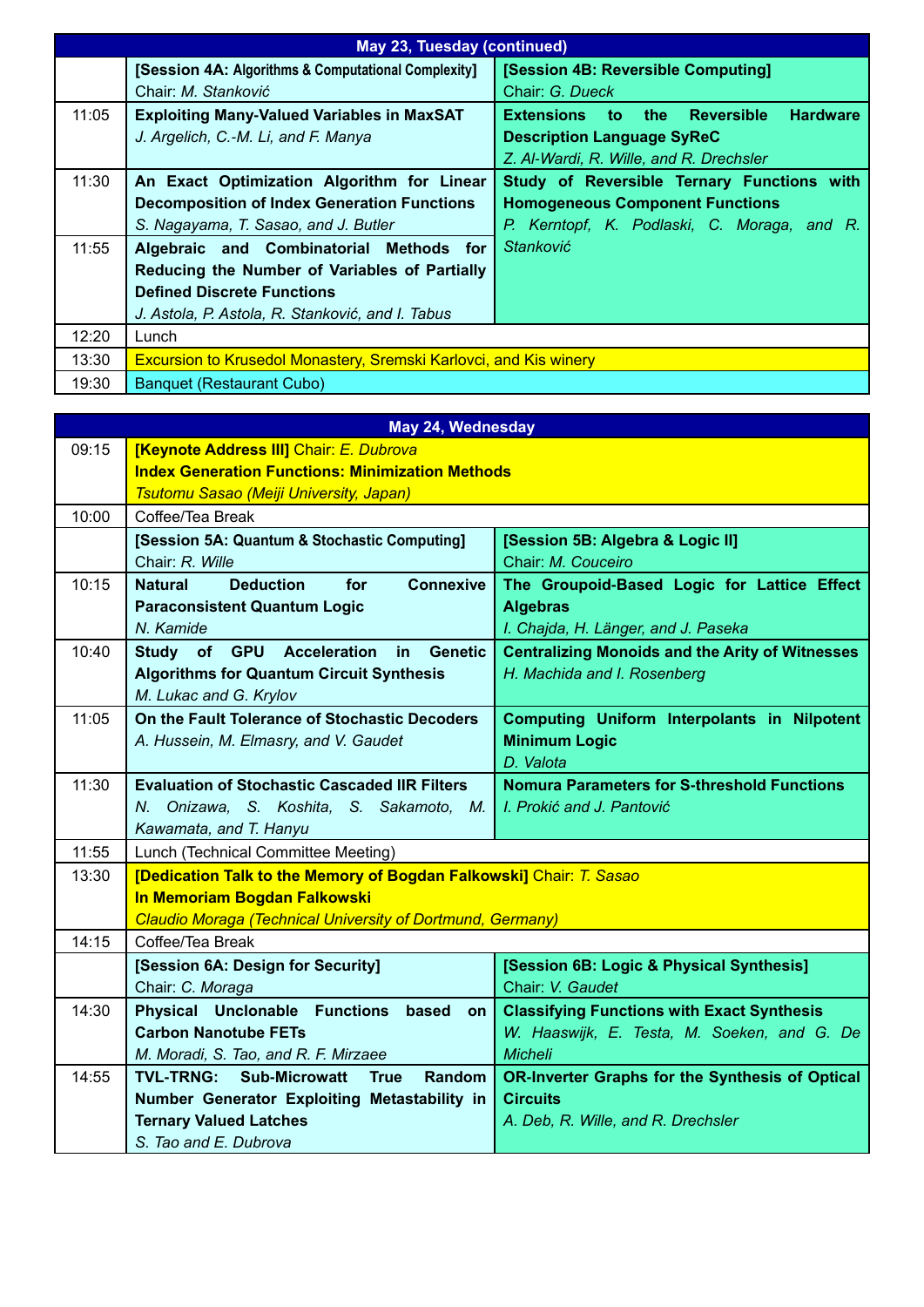## May 23, Tuesday (continued)

| | [Session 4A: Algorithms & Computational Complexity] Chair: *M. Stanković* | [Session 4B: Reversible Computing] Chair: *G. Dueck* |
|---|---|---|
| 11:05 | **Exploiting Many-Valued Variables in MaxSAT** *J. Argelich, C.-M. Li, and F. Manya* | **Extensions to the Reversible Hardware Description Language SyReC** *Z. Al-Wardi, R. Wille, and R. Drechsler* |
| 11:30 | **An Exact Optimization Algorithm for Linear Decomposition of Index Generation Functions** *S. Nagayama, T. Sasao, and J. Butler* | **Study of Reversible Ternary Functions with Homogeneous Component Functions** *P. Kerntopf, K. Podlaski, C. Moraga, and R. Stanković* |
| 11:55 | **Algebraic and Combinatorial Methods for Reducing the Number of Variables of Partially Defined Discrete Functions** *J. Astola, P. Astola, R. Stanković, and I. Tabus* | |
| 12:20 | Lunch | |
| 13:30 | Excursion to Krusedol Monastery, Sremski Karlovci, and Kis winery | |
| 19:30 | Banquet (Restaurant Cubo) | |

## May 24, Wednesday

| | | |
|---|---|---|
| 09:15 | **[Keynote Address III]** Chair: *E. Dubrova* **Index Generation Functions: Minimization Methods** *Tsutomu Sasao (Meiji University, Japan)* | |
| 10:00 | Coffee/Tea Break | |
| | **[Session 5A: Quantum & Stochastic Computing]** Chair: *R. Wille* | **[Session 5B: Algebra & Logic II]** Chair: *M. Couceiro* |
| 10:15 | **Natural Deduction for Connexive Paraconsistent Quantum Logic** *N. Kamide* | **The Groupoid-Based Logic for Lattice Effect Algebras** *I. Chajda, H. Länger, and J. Paseka* |
| 10:40 | **Study of GPU Acceleration in Genetic Algorithms for Quantum Circuit Synthesis** *M. Lukac and G. Krylov* | **Centralizing Monoids and the Arity of Witnesses** *H. Machida and I. Rosenberg* |
| 11:05 | **On the Fault Tolerance of Stochastic Decoders** *A. Hussein, M. Elmasry, and V. Gaudet* | **Computing Uniform Interpolants in Nilpotent Minimum Logic** *D. Valota* |
| 11:30 | **Evaluation of Stochastic Cascaded IIR Filters** *N. Onizawa, S. Koshita, S. Sakamoto, M. Kawamata, and T. Hanyu* | **Nomura Parameters for S-threshold Functions** *I. Prokić and J. Pantović* |
| 11:55 | Lunch (Technical Committee Meeting) | |
| 13:30 | **[Dedication Talk to the Memory of Bogdan Falkowski]** Chair: *T. Sasao* **In Memoriam Bogdan Falkowski** *Claudio Moraga (Technical University of Dortmund, Germany)* | |
| 14:15 | Coffee/Tea Break | |
| | **[Session 6A: Design for Security]** Chair: *C. Moraga* | **[Session 6B: Logic & Physical Synthesis]** Chair: *V. Gaudet* |
| 14:30 | **Physical Unclonable Functions based on Carbon Nanotube FETs** *M. Moradi, S. Tao, and R. F. Mirzaee* | **Classifying Functions with Exact Synthesis** *W. Haaswijk, E. Testa, M. Soeken, and G. De Micheli* |
| 14:55 | **TVL-TRNG: Sub-Microwatt True Random Number Generator Exploiting Metastability in Ternary Valued Latches** *S. Tao and E. Dubrova* | **OR-Inverter Graphs for the Synthesis of Optical Circuits** *A. Deb, R. Wille, and R. Drechsler* |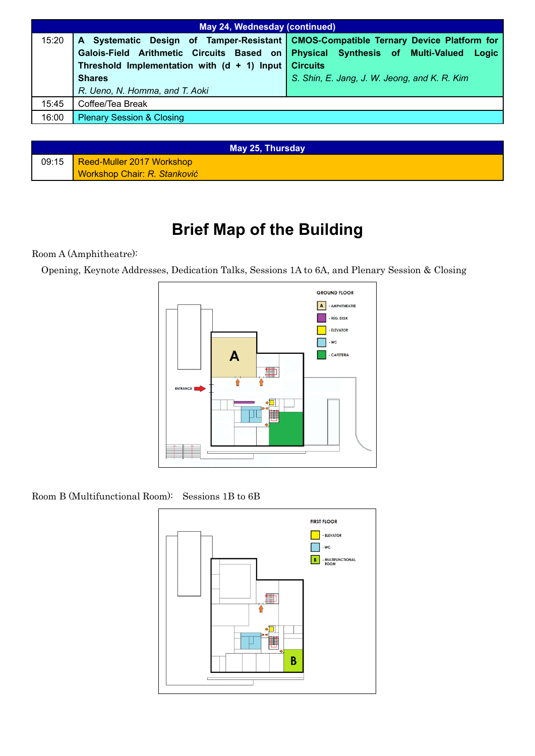| May 24, Wednesday (continued) | | |
|---|---|---|
| 15:20 | **A Systematic Design of Tamper-Resistant Galois-Field Arithmetic Circuits Based on Threshold Implementation with (d + 1) Input Shares**<br>*R. Ueno, N. Homma, and T. Aoki* | **CMOS-Compatible Ternary Device Platform for Physical Synthesis of Multi-Valued Logic Circuits**<br>*S. Shin, E. Jang, J. W. Jeong, and K. R. Kim* |
| 15:45 | Coffee/Tea Break | |
| 16:00 | Plenary Session & Closing | |

| May 25, Thursday | |
|---|---|
| 09:15 | Reed-Muller 2017 Workshop<br>Workshop Chair: *R. Stanković* |

# Brief Map of the Building

Room A (Amphitheatre):

Opening, Keynote Addresses, Dedication Talks, Sessions 1A to 6A, and Plenary Session & Closing

GROUND FLOOR
A - AMPHITHEATRE
- REG. DESK
- ELEVATOR
- WC
- CAFETERIA
ENTRANCE
A

Room B (Multifunctional Room): Sessions 1B to 6B

FIRST FLOOR
- ELEVATOR
- WC
B - MULTIFUNCTIONAL ROOM
B